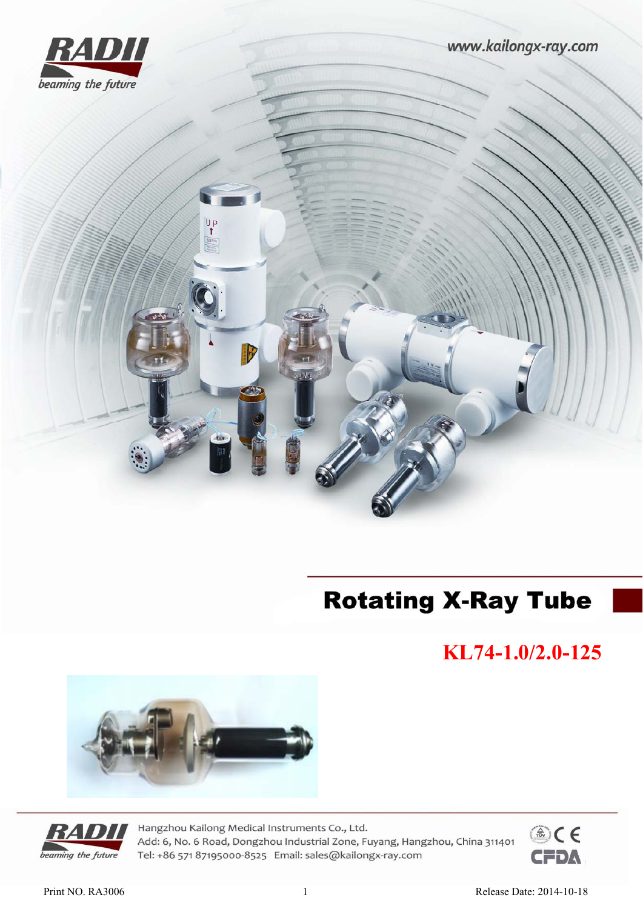RADII

*beaming the future*

www.kailongx-ray.com

# Rotating X-Ray Tube

## KL74-1.0/2.0-125

RADII *beaming the future*

Hangzhou Kailong Medical Instruments Co., Ltd.

Add: 6, No. 6 Road, Dongzhou Industrial Zone, Fuyang, Hangzhou, China 311401

Tel: +86 571 87195000-8525 Email: sales@kailongx-ray.com

TÜV CE CFDA

Print NO. RA3006

Release Date: 2014-10-18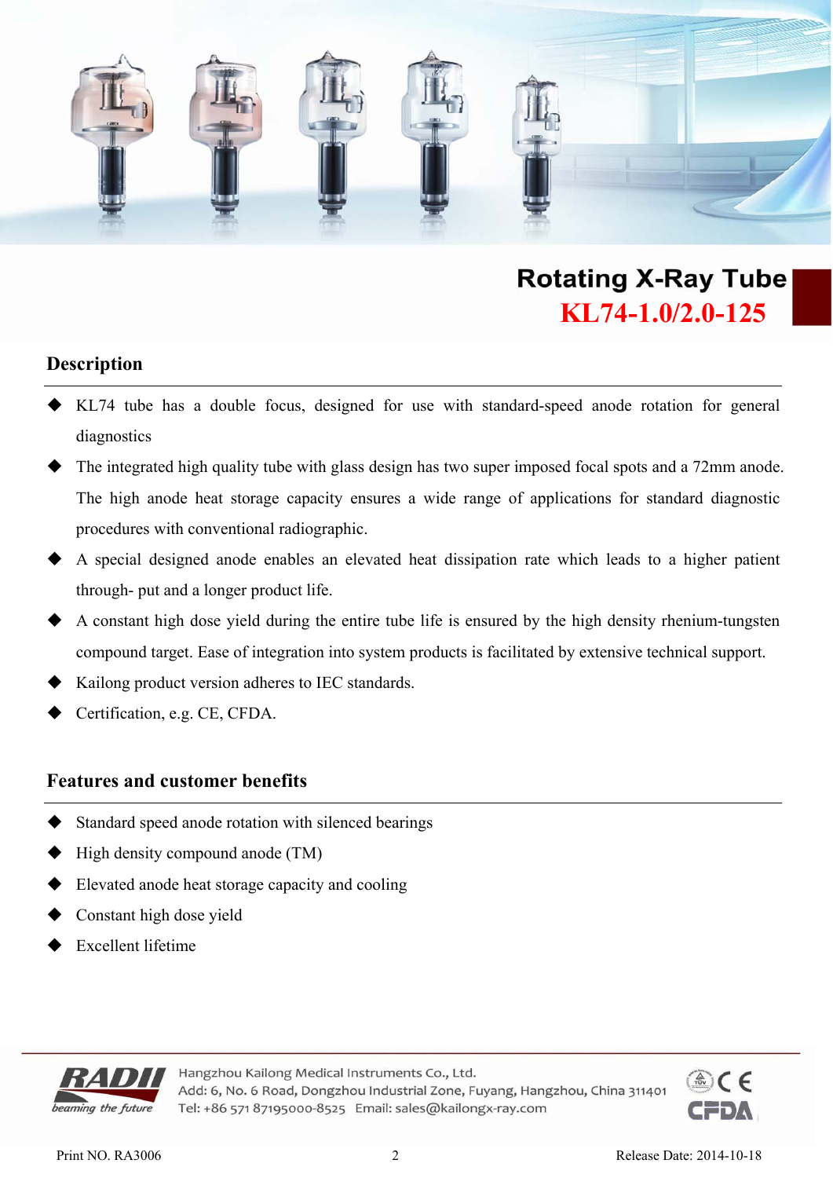# Rotating X-Ray Tube

## KL74-1.0/2.0-125

## Description

- KL74 tube has a double focus, designed for use with standard-speed anode rotation for general diagnostics
- The integrated high quality tube with glass design has two super imposed focal spots and a 72mm anode. The high anode heat storage capacity ensures a wide range of applications for standard diagnostic procedures with conventional radiographic.
- A special designed anode enables an elevated heat dissipation rate which leads to a higher patient through- put and a longer product life.
- A constant high dose yield during the entire tube life is ensured by the high density rhenium-tungsten compound target. Ease of integration into system products is facilitated by extensive technical support.
- Kailong product version adheres to IEC standards.
- Certification, e.g. CE, CFDA.

## Features and customer benefits

- Standard speed anode rotation with silenced bearings
- High density compound anode (TM)
- Elevated anode heat storage capacity and cooling
- Constant high dose yield
- Excellent lifetime

RADII beaming the future

Hangzhou Kailong Medical Instruments Co., Ltd.
Add: 6, No. 6 Road, Dongzhou Industrial Zone, Fuyang, Hangzhou, China 311401
Tel: +86 571 87195000-8525 Email: sales@kailongx-ray.com

Print NO. RA3006 Release Date: 2014-10-18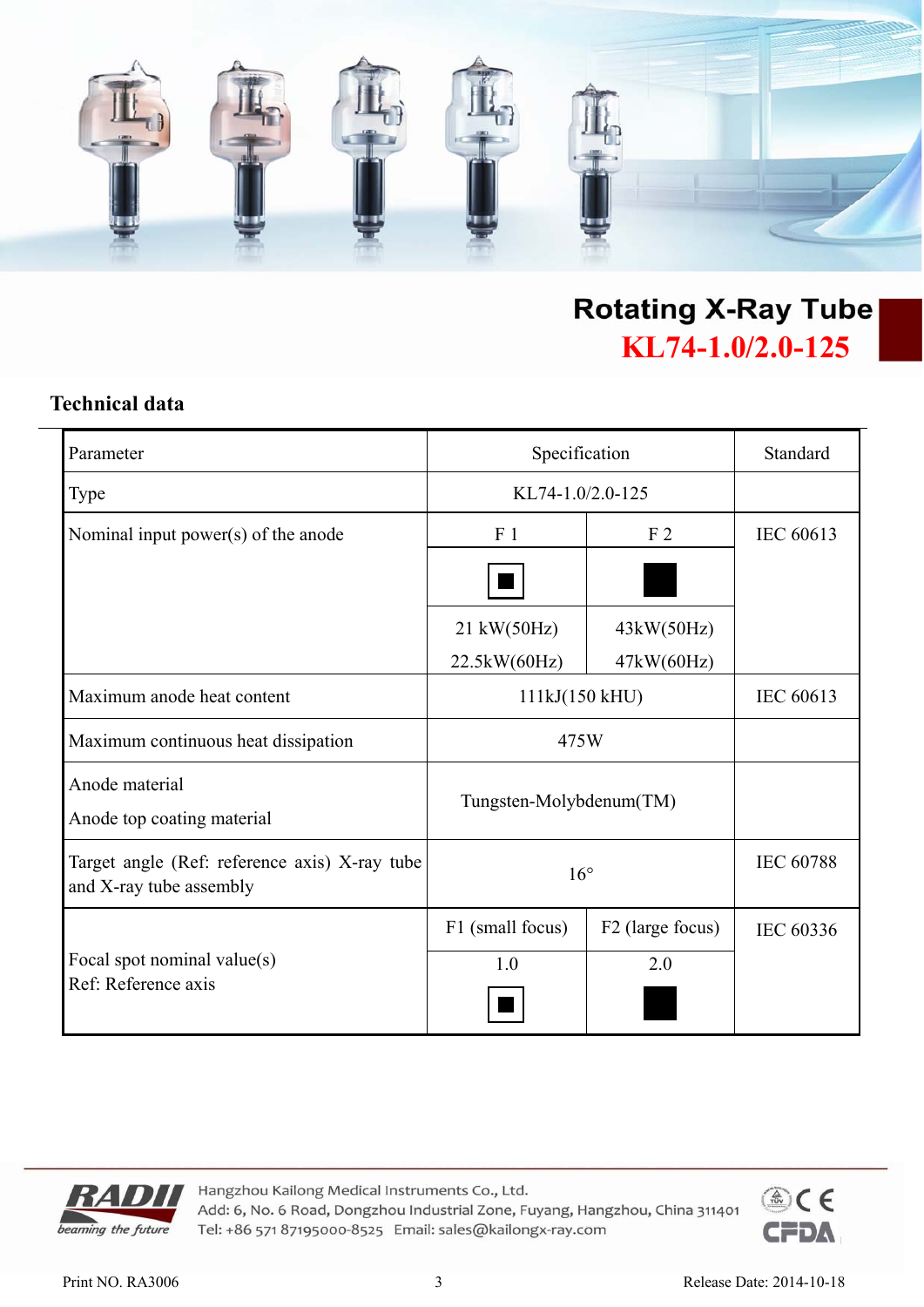# Rotating X-Ray Tube

## KL74-1.0/2.0-125

### Technical data

| Parameter | Specification | | Standard |
|---|---|---|---|
| Type | KL74-1.0/2.0-125 | | |
| Nominal input power(s) of the anode | F 1 | F 2 | IEC 60613 |
| | ▣ | ■ | |
| | 21 kW(50Hz) 22.5kW(60Hz) | 43kW(50Hz) 47kW(60Hz) | |
| Maximum anode heat content | 111kJ(150 kHU) | | IEC 60613 |
| Maximum continuous heat dissipation | 475W | | |
| Anode material<br>Anode top coating material | Tungsten-Molybdenum(TM) | | |
| Target angle (Ref: reference axis) X-ray tube and X-ray tube assembly | 16° | | IEC 60788 |
| Focal spot nominal value(s)<br>Ref: Reference axis | F1 (small focus) | F2 (large focus) | IEC 60336 |
| | 1.0 | 2.0 | |
| | ▣ | ■ | |

Hangzhou Kailong Medical Instruments Co., Ltd.
Add: 6, No. 6 Road, Dongzhou Industrial Zone, Fuyang, Hangzhou, China 311401
Tel: +86 571 87195000-8525 Email: sales@kailongx-ray.com

Print NO. RA3006 Release Date: 2014-10-18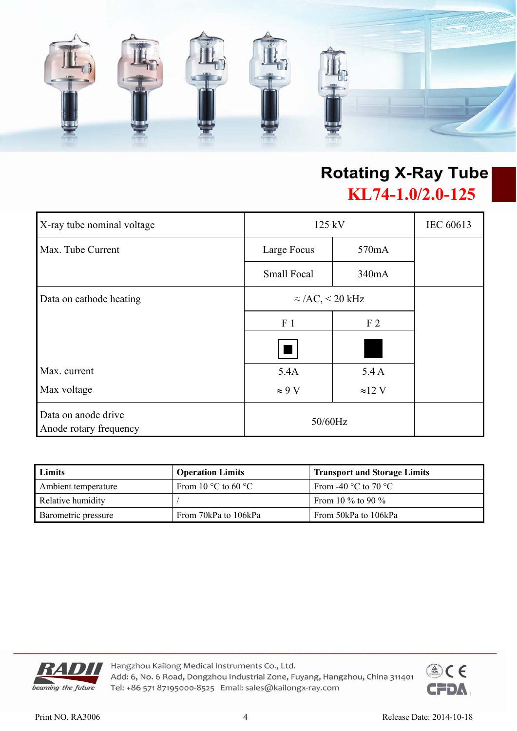# Rotating X-Ray Tube

## KL74-1.0/2.0-125

| X-ray tube nominal voltage | 125 kV | | IEC 60613 |
|---|---|---|---|
| Max. Tube Current | Large Focus | 570mA | |
| | Small Focal | 340mA | |
| Data on cathode heating | ≈ /AC, < 20 kHz | | |
| | F 1 | F 2 | |
| | ▣ | ■ | |
| Max. current | 5.4A | 5.4 A | |
| Max voltage | ≈ 9 V | ≈12 V | |
| Data on anode drive<br>Anode rotary frequency | 50/60Hz | | |

| Limits | Operation Limits | Transport and Storage Limits |
|---|---|---|
| Ambient temperature | From 10 °C to 60 °C | From -40 °C to 70 °C |
| Relative humidity | / | From 10 % to 90 % |
| Barometric pressure | From 70kPa to 106kPa | From 50kPa to 106kPa |

Hangzhou Kailong Medical Instruments Co., Ltd.
Add: 6, No. 6 Road, Dongzhou Industrial Zone, Fuyang, Hangzhou, China 311401
Tel: +86 571 87195000-8525 Email: sales@kailongx-ray.com

Print NO. RA3006

Release Date: 2014-10-18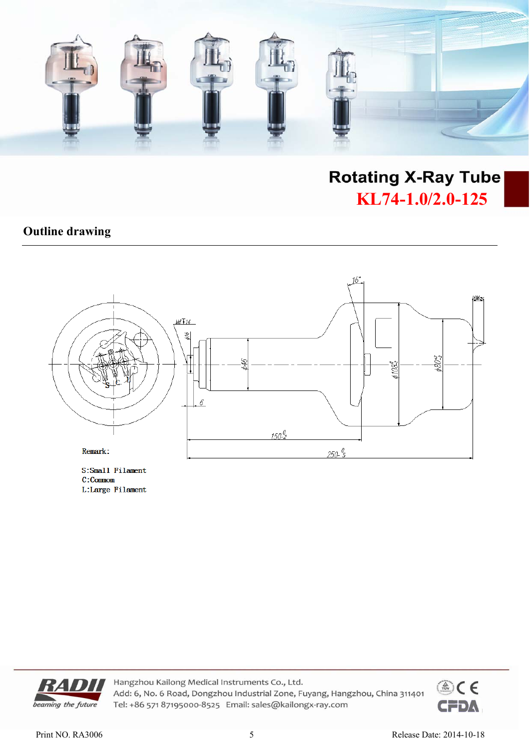# Rotating X-Ray Tube

## KL74-1.0/2.0-125

## Outline drawing

Remark:

S:Small Filament
C:Common
L:Large Filament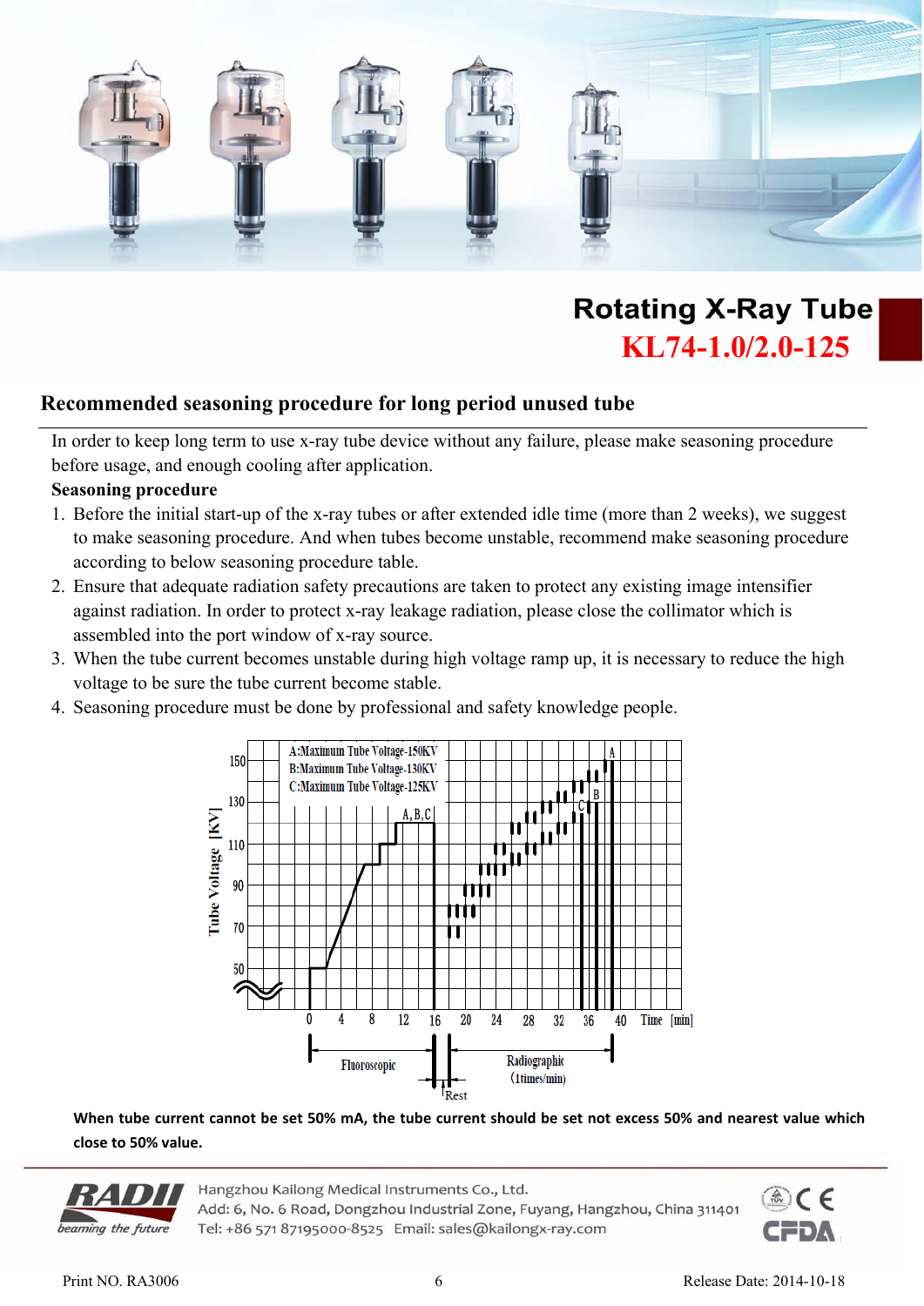## Rotating X-Ray Tube

**KL74-1.0/2.0-125**

### Recommended seasoning procedure for long period unused tube

In order to keep long term to use x-ray tube device without any failure, please make seasoning procedure before usage, and enough cooling after application.

**Seasoning procedure**

1. Before the initial start-up of the x-ray tubes or after extended idle time (more than 2 weeks), we suggest to make seasoning procedure. And when tubes become unstable, recommend make seasoning procedure according to below seasoning procedure table.
2. Ensure that adequate radiation safety precautions are taken to protect any existing image intensifier against radiation. In order to protect x-ray leakage radiation, please close the collimator which is assembled into the port window of x-ray source.
3. When the tube current becomes unstable during high voltage ramp up, it is necessary to reduce the high voltage to be sure the tube current become stable.
4. Seasoning procedure must be done by professional and safety knowledge people.

A:Maximum Tube Voltage-150KV
B:Maximum Tube Voltage-130KV
C:Maximum Tube Voltage-125KV

Tube Voltage [KV]: 50, 70, 90, 110, 130, 150

Time [min]: 0, 4, 8, 12, 16, 20, 24, 28, 32, 36, 40

A, B, C

Fluoroscopic — Rest — Radiographic (1times/min)

**When tube current cannot be set 50% mA, the tube current should be set not excess 50% and nearest value which close to 50% value.**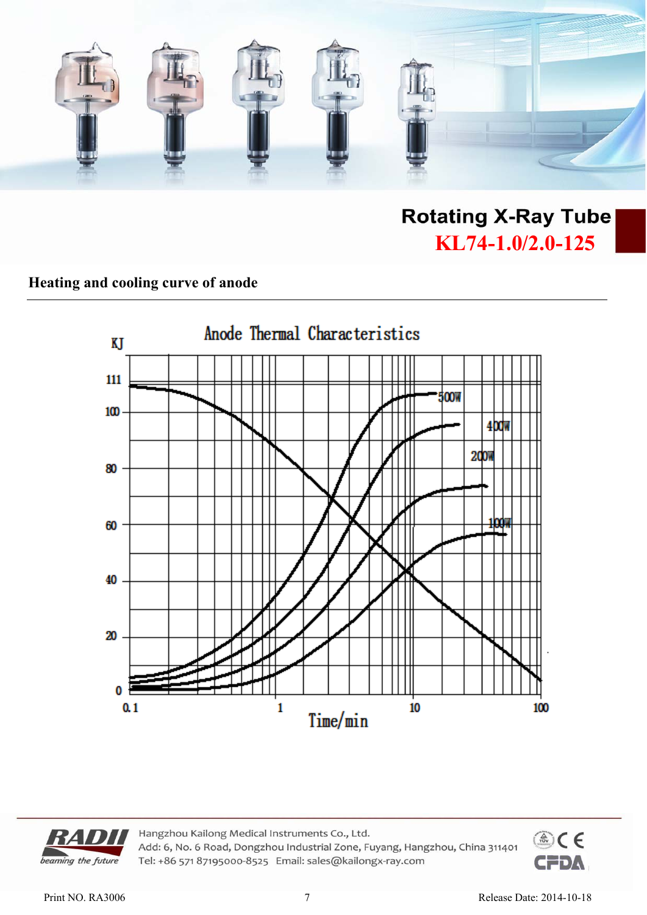# Rotating X-Ray Tube

## KL74-1.0/2.0-125

### Heating and cooling curve of anode

Anode Thermal Characteristics

KJ

111
100
80
60
40
20
0

0.1 1 10 100

Time/min

500W
400W
200W
100W

Hangzhou Kailong Medical Instruments Co., Ltd.
Add: 6, No. 6 Road, Dongzhou Industrial Zone, Fuyang, Hangzhou, China 311401
Tel: +86 571 87195000-8525 Email: sales@kailongx-ray.com

Print NO. RA3006

Release Date: 2014-10-18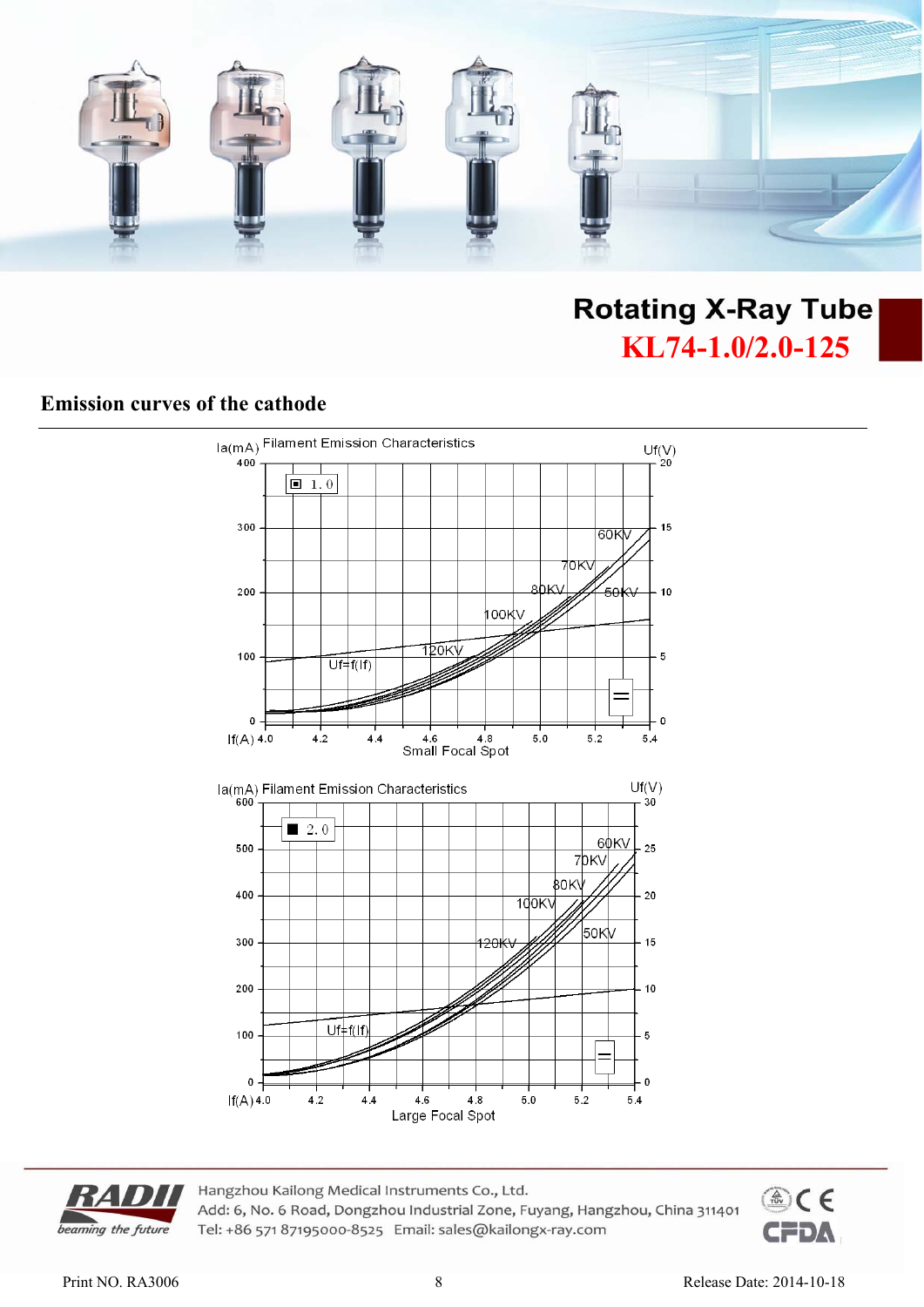# Rotating X-Ray Tube

## KL74-1.0/2.0-125

## Emission curves of the cathode

Ia(mA) Filament Emission Characteristics

Uf(V)

1.0

60KV, 70KV, 80KV, 50KV, 100KV, 120KV, Uf=f(If)

If(A) 4.0 4.2 4.4 4.6 4.8 5.0 5.2 5.4

Small Focal Spot

Ia(mA) Filament Emission Characteristics

Uf(V)

2.0

60KV, 70KV, 80KV, 100KV, 50KV, 120KV, Uf=f(If)

If(A) 4.0 4.2 4.4 4.6 4.8 5.0 5.2 5.4

Large Focal Spot

Hangzhou Kailong Medical Instruments Co., Ltd.
Add: 6, No. 6 Road, Dongzhou Industrial Zone, Fuyang, Hangzhou, China 311401
Tel: +86 571 87195000-8525 Email: sales@kailongx-ray.com

Print NO. RA3006 Release Date: 2014-10-18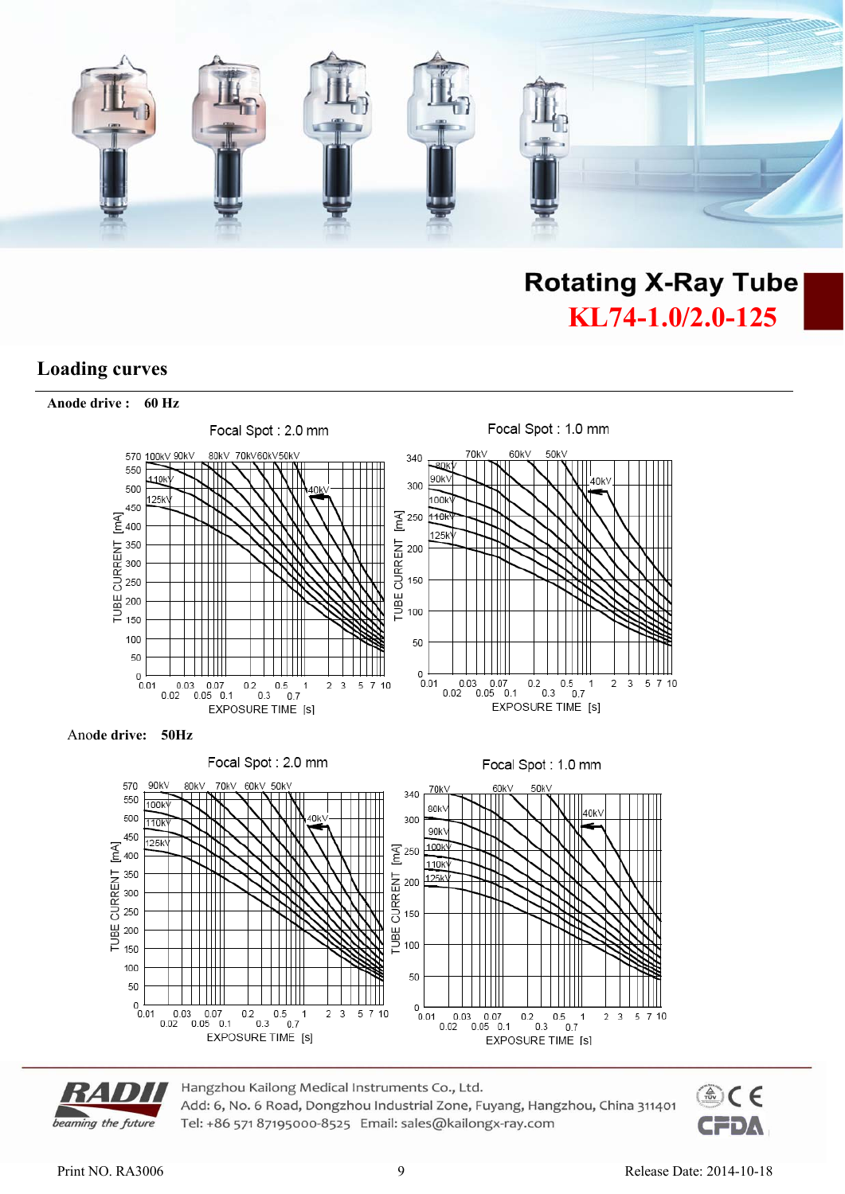# Rotating X-Ray Tube

## KL74-1.0/2.0-125

## Loading curves

**Anode drive : 60 Hz**

Focal Spot : 2.0 mm

Focal Spot : 1.0 mm

Anode drive: **50Hz**

Focal Spot : 2.0 mm

Focal Spot : 1.0 mm

Hangzhou Kailong Medical Instruments Co., Ltd.
Add: 6, No. 6 Road, Dongzhou Industrial Zone, Fuyang, Hangzhou, China 311401
Tel: +86 571 87195000-8525 Email: sales@kailongx-ray.com

Print NO. RA3006 Release Date: 2014-10-18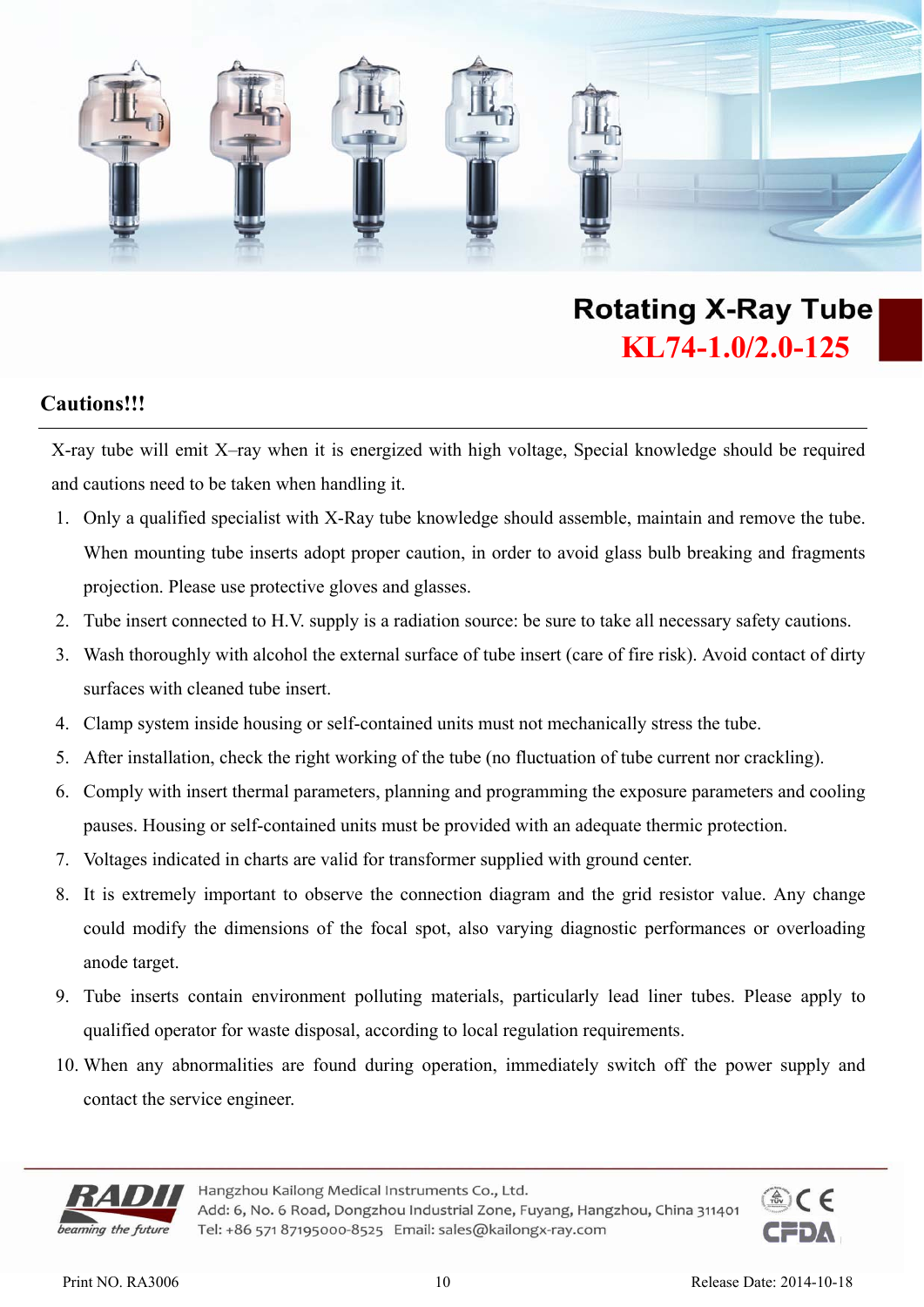# Rotating X-Ray Tube

## KL74-1.0/2.0-125

**Cautions!!!**

X-ray tube will emit X–ray when it is energized with high voltage, Special knowledge should be required and cautions need to be taken when handling it.

1. Only a qualified specialist with X-Ray tube knowledge should assemble, maintain and remove the tube. When mounting tube inserts adopt proper caution, in order to avoid glass bulb breaking and fragments projection. Please use protective gloves and glasses.
2. Tube insert connected to H.V. supply is a radiation source: be sure to take all necessary safety cautions.
3. Wash thoroughly with alcohol the external surface of tube insert (care of fire risk). Avoid contact of dirty surfaces with cleaned tube insert.
4. Clamp system inside housing or self-contained units must not mechanically stress the tube.
5. After installation, check the right working of the tube (no fluctuation of tube current nor crackling).
6. Comply with insert thermal parameters, planning and programming the exposure parameters and cooling pauses. Housing or self-contained units must be provided with an adequate thermic protection.
7. Voltages indicated in charts are valid for transformer supplied with ground center.
8. It is extremely important to observe the connection diagram and the grid resistor value. Any change could modify the dimensions of the focal spot, also varying diagnostic performances or overloading anode target.
9. Tube inserts contain environment polluting materials, particularly lead liner tubes. Please apply to qualified operator for waste disposal, according to local regulation requirements.
10. When any abnormalities are found during operation, immediately switch off the power supply and contact the service engineer.

RADII beaming the future

Hangzhou Kailong Medical Instruments Co., Ltd.
Add: 6, No. 6 Road, Dongzhou Industrial Zone, Fuyang, Hangzhou, China 311401
Tel: +86 571 87195000-8525 Email: sales@kailongx-ray.com

Print NO. RA3006 Release Date: 2014-10-18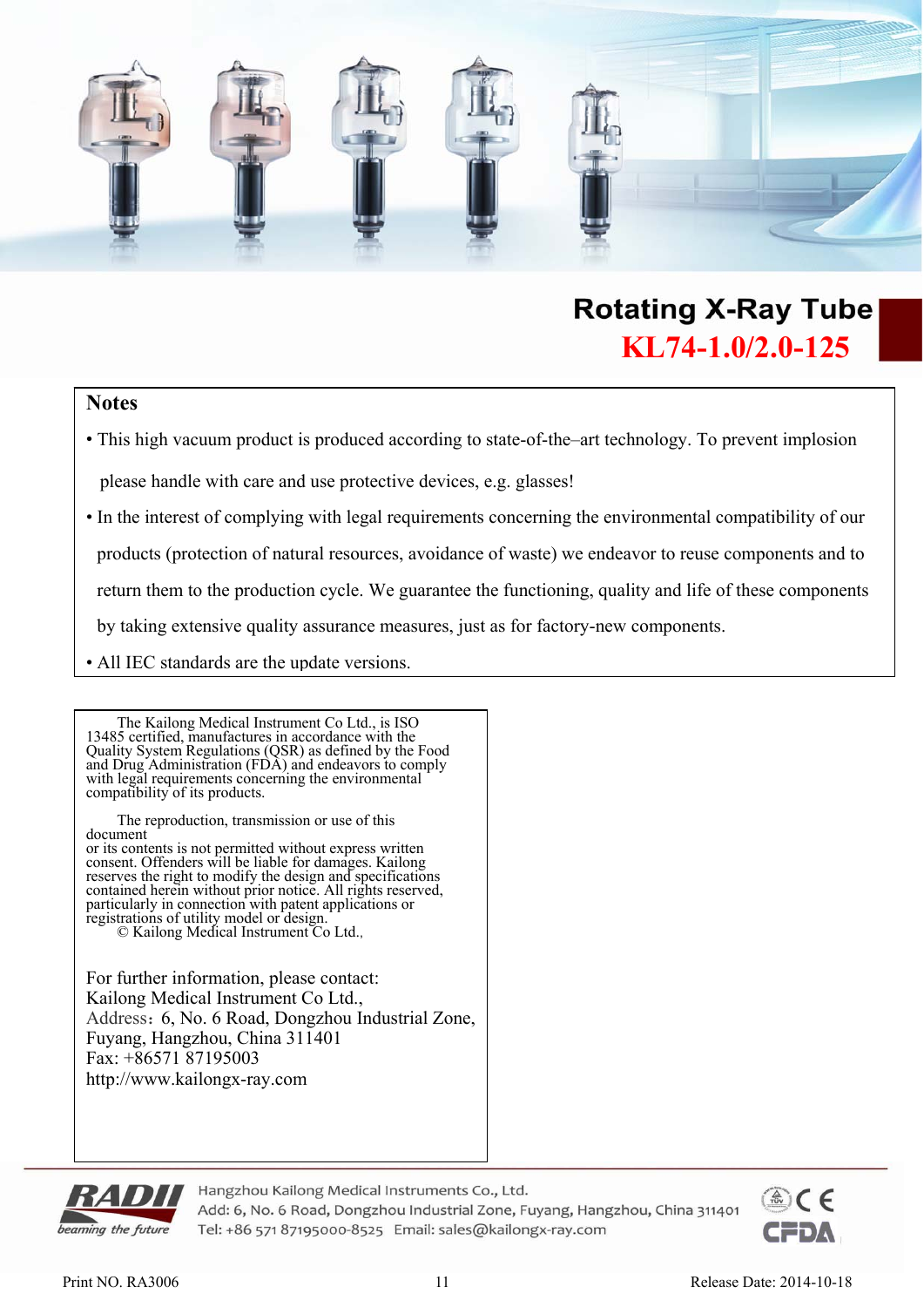# Rotating X-Ray Tube

## KL74-1.0/2.0-125

### Notes

- This high vacuum product is produced according to state-of-the–art technology. To prevent implosion please handle with care and use protective devices, e.g. glasses!
- In the interest of complying with legal requirements concerning the environmental compatibility of our products (protection of natural resources, avoidance of waste) we endeavor to reuse components and to return them to the production cycle. We guarantee the functioning, quality and life of these components by taking extensive quality assurance measures, just as for factory-new components.
- All IEC standards are the update versions.

The Kailong Medical Instrument Co Ltd., is ISO 13485 certified, manufactures in accordance with the Quality System Regulations (QSR) as defined by the Food and Drug Administration (FDA) and endeavors to comply with legal requirements concerning the environmental compatibility of its products.

The reproduction, transmission or use of this document or its contents is not permitted without express written consent. Offenders will be liable for damages. Kailong reserves the right to modify the design and specifications contained herein without prior notice. All rights reserved, particularly in connection with patent applications or registrations of utility model or design.

© Kailong Medical Instrument Co Ltd.,

For further information, please contact:
Kailong Medical Instrument Co Ltd.,
Address：6, No. 6 Road, Dongzhou Industrial Zone, Fuyang, Hangzhou, China 311401
Fax: +86571 87195003
http://www.kailongx-ray.com

RADII beaming the future

Hangzhou Kailong Medical Instruments Co., Ltd.
Add: 6, No. 6 Road, Dongzhou Industrial Zone, Fuyang, Hangzhou, China 311401
Tel: +86 571 87195000-8525 Email: sales@kailongx-ray.com

Print NO. RA3006

Release Date: 2014-10-18